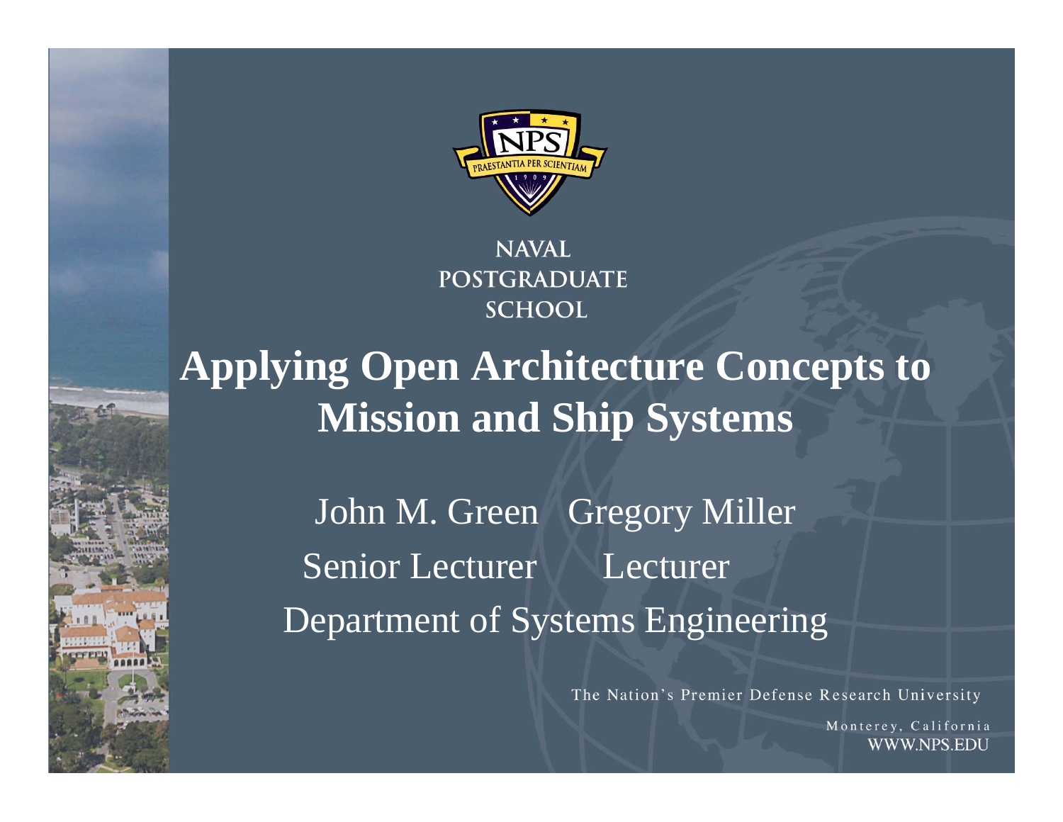NAVAL POSTGRADUATE SCHOOL

# Applying Open Architecture Concepts to Mission and Ship Systems

John M. Green — Senior Lecturer

Gregory Miller — Lecturer

Department of Systems Engineering

The Nation's Premier Defense Research University

Monterey, California

WWW.NPS.EDU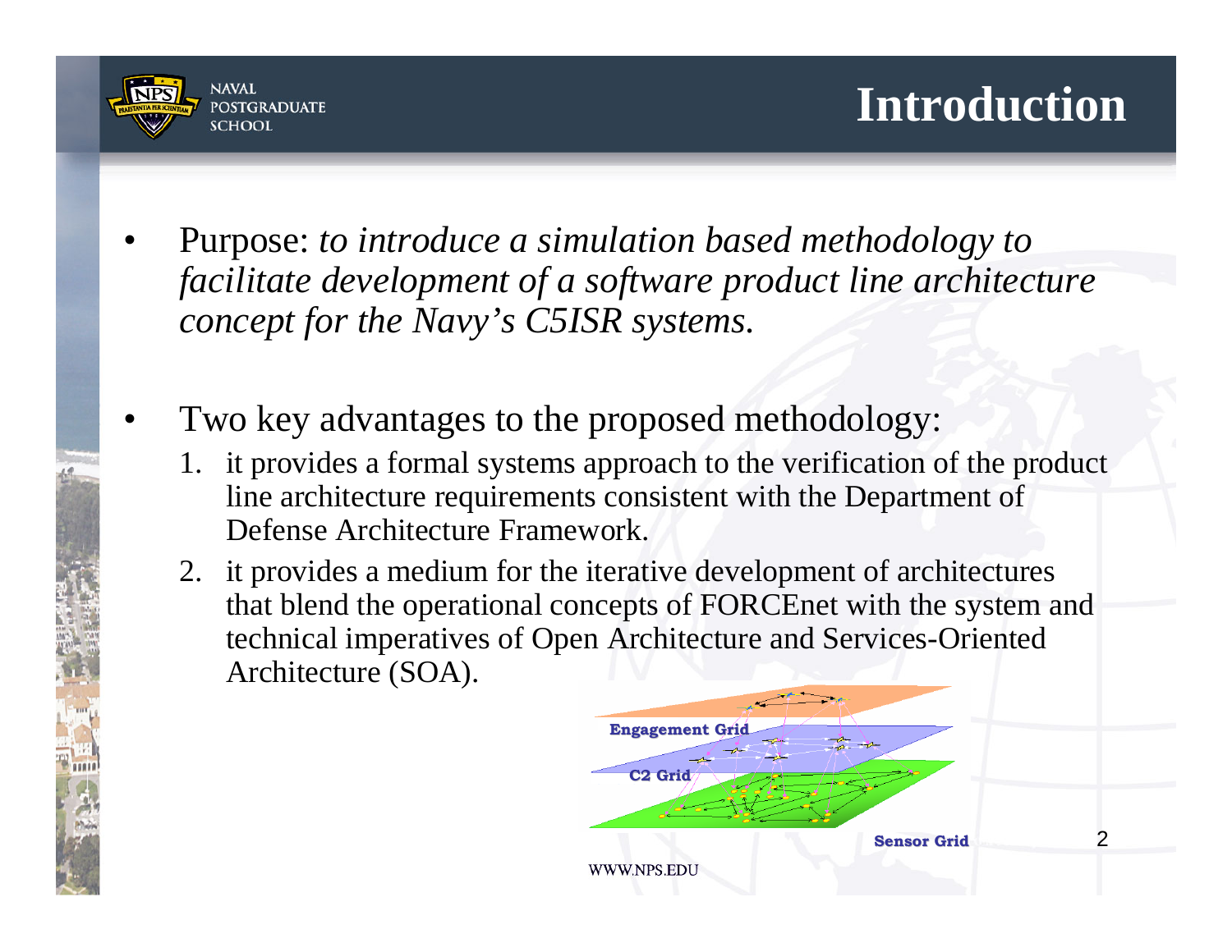# Introduction

- Purpose: *to introduce a simulation based methodology to facilitate development of a software product line architecture concept for the Navy's C5ISR systems.*

- Two key advantages to the proposed methodology:
  1. it provides a formal systems approach to the verification of the product line architecture requirements consistent with the Department of Defense Architecture Framework.
  2. it provides a medium for the iterative development of architectures that blend the operational concepts of FORCEnet with the system and technical imperatives of Open Architecture and Services-Oriented Architecture (SOA).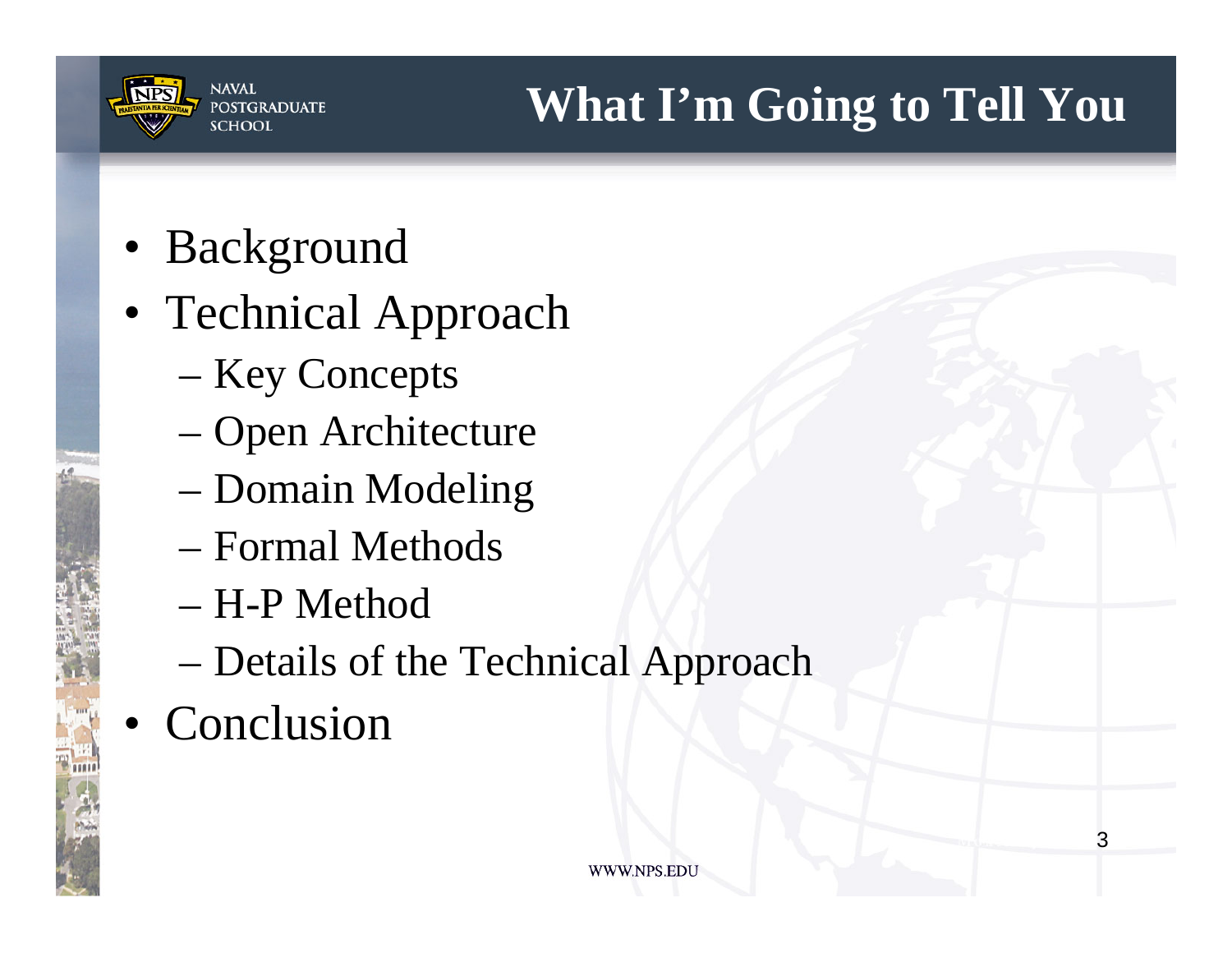# What I'm Going to Tell You

- Background
- Technical Approach
  - Key Concepts
  - Open Architecture
  - Domain Modeling
  - Formal Methods
  - H-P Method
  - Details of the Technical Approach
- Conclusion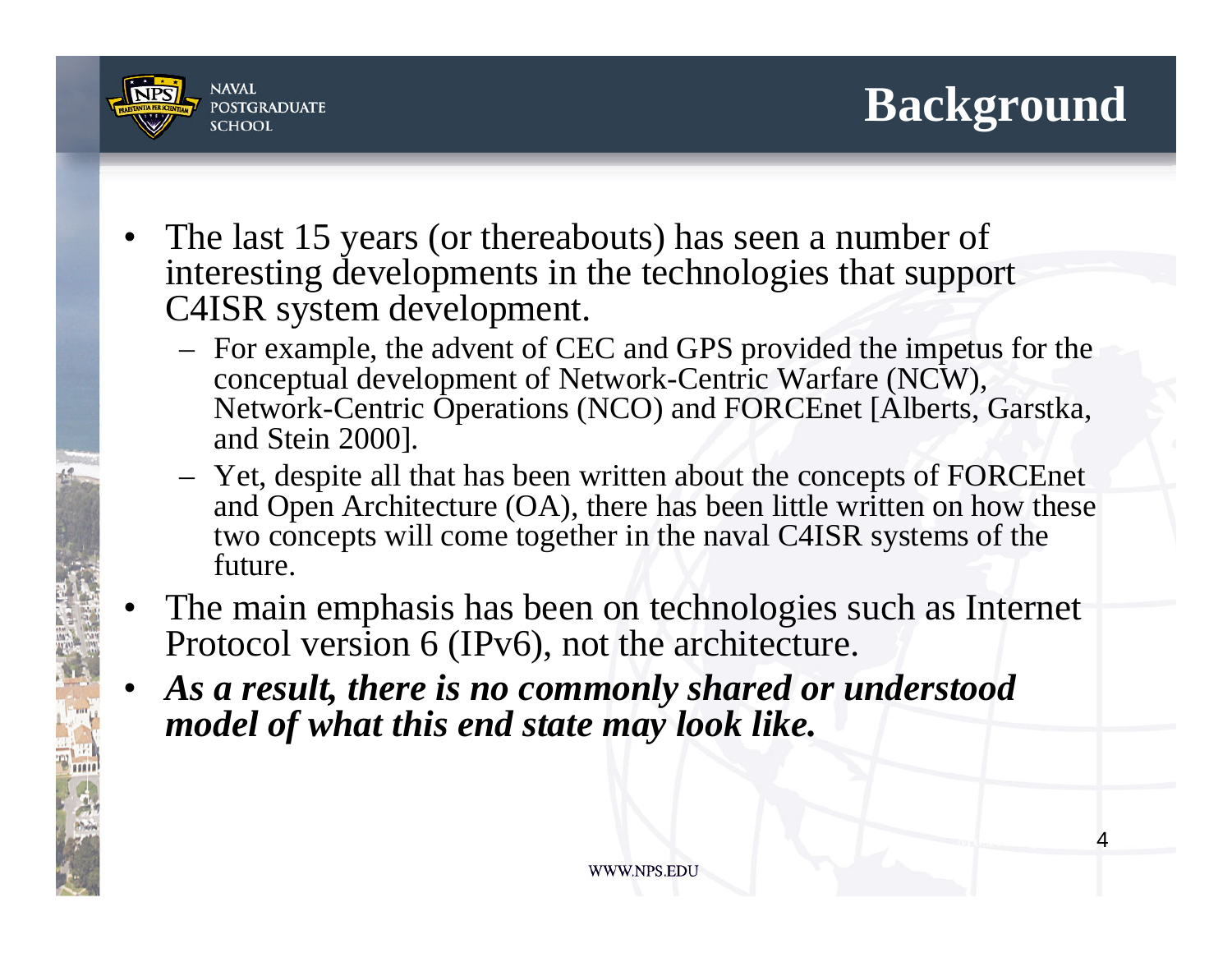# Background

- The last 15 years (or thereabouts) has seen a number of interesting developments in the technologies that support C4ISR system development.
  - For example, the advent of CEC and GPS provided the impetus for the conceptual development of Network-Centric Warfare (NCW), Network-Centric Operations (NCO) and FORCEnet [Alberts, Garstka, and Stein 2000].
  - Yet, despite all that has been written about the concepts of FORCEnet and Open Architecture (OA), there has been little written on how these two concepts will come together in the naval C4ISR systems of the future.
- The main emphasis has been on technologies such as Internet Protocol version 6 (IPv6), not the architecture.
- ***As a result, there is no commonly shared or understood model of what this end state may look like.***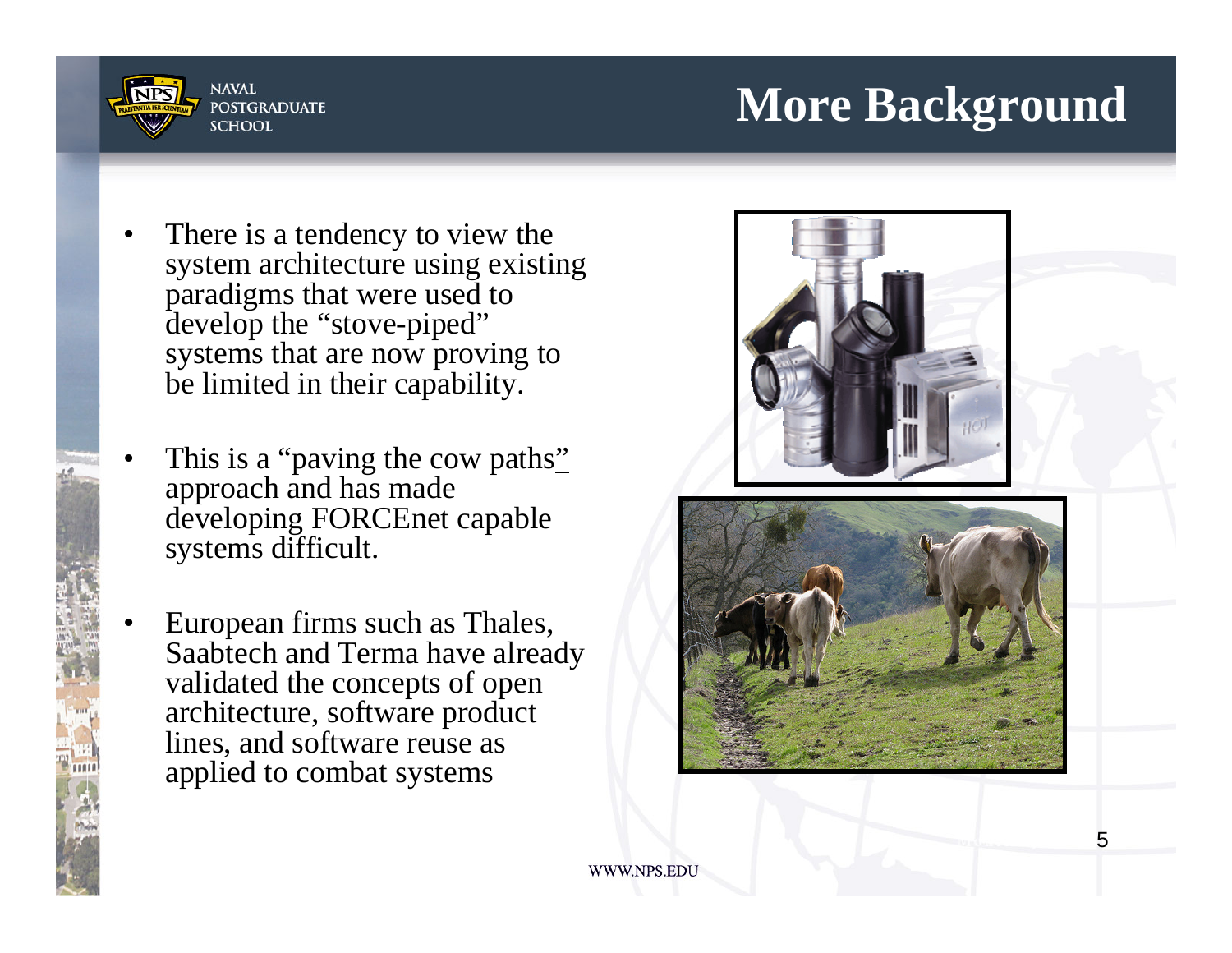# More Background

- There is a tendency to view the system architecture using existing paradigms that were used to develop the "stove-piped" systems that are now proving to be limited in their capability.
- This is a "paving the cow paths" approach and has made developing FORCEnet capable systems difficult.
- European firms such as Thales, Saabtech and Terma have already validated the concepts of open architecture, software product lines, and software reuse as applied to combat systems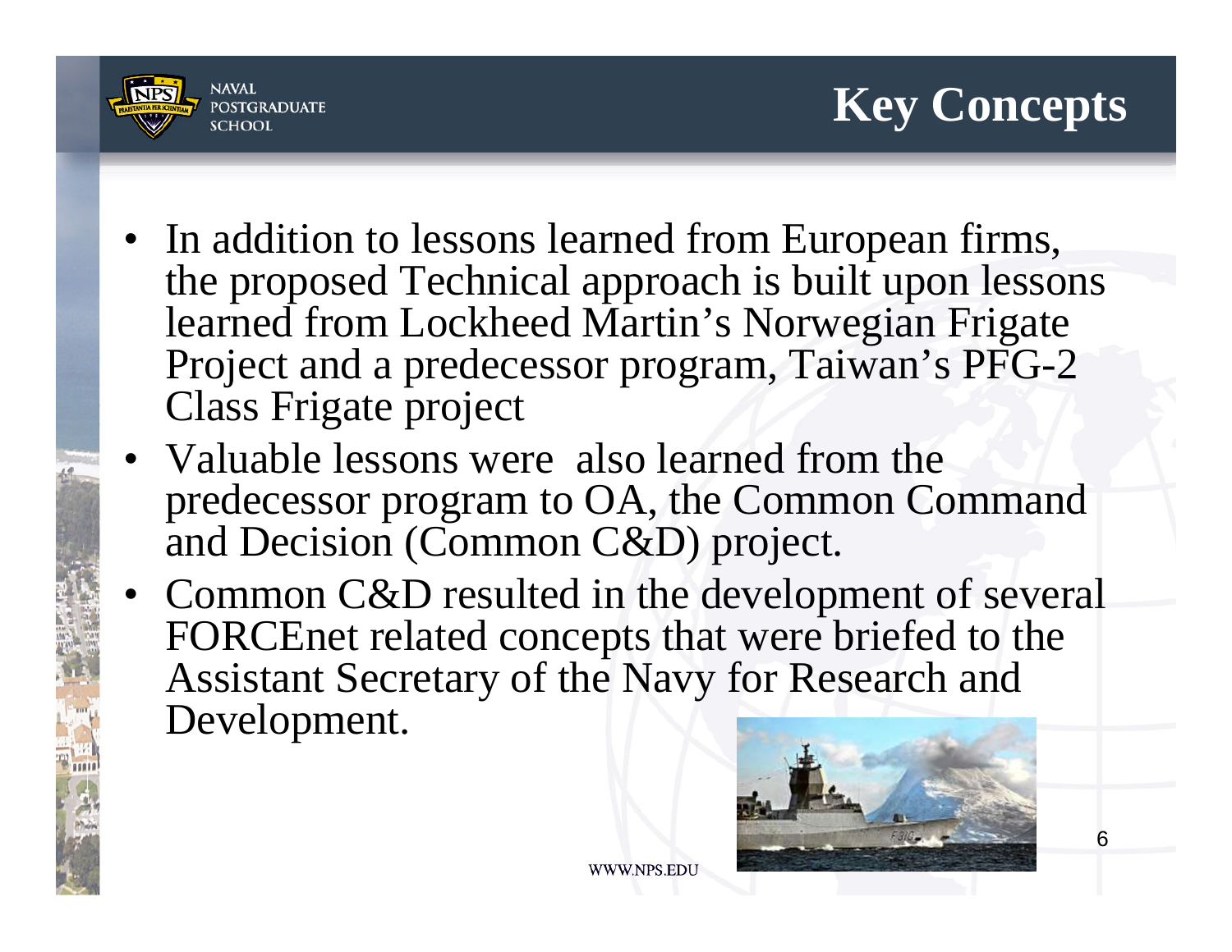# Key Concepts

- In addition to lessons learned from European firms, the proposed Technical approach is built upon lessons learned from Lockheed Martin's Norwegian Frigate Project and a predecessor program, Taiwan's PFG-2 Class Frigate project
- Valuable lessons were also learned from the predecessor program to OA, the Common Command and Decision (Common C&D) project.
- Common C&D resulted in the development of several FORCEnet related concepts that were briefed to the Assistant Secretary of the Navy for Research and Development.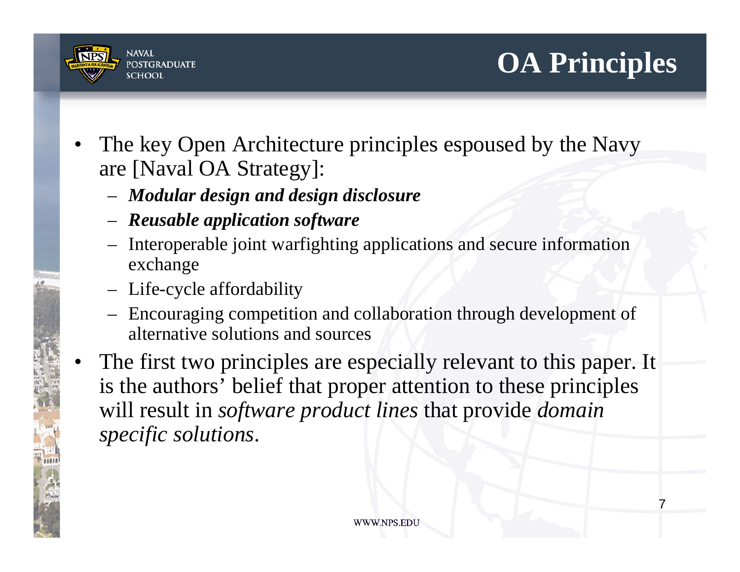# OA Principles

- The key Open Architecture principles espoused by the Navy are [Naval OA Strategy]:
  - ***Modular design and design disclosure***
  - ***Reusable application software***
  - Interoperable joint warfighting applications and secure information exchange
  - Life-cycle affordability
  - Encouraging competition and collaboration through development of alternative solutions and sources
- The first two principles are especially relevant to this paper. It is the authors' belief that proper attention to these principles will result in *software product lines* that provide *domain specific solutions*.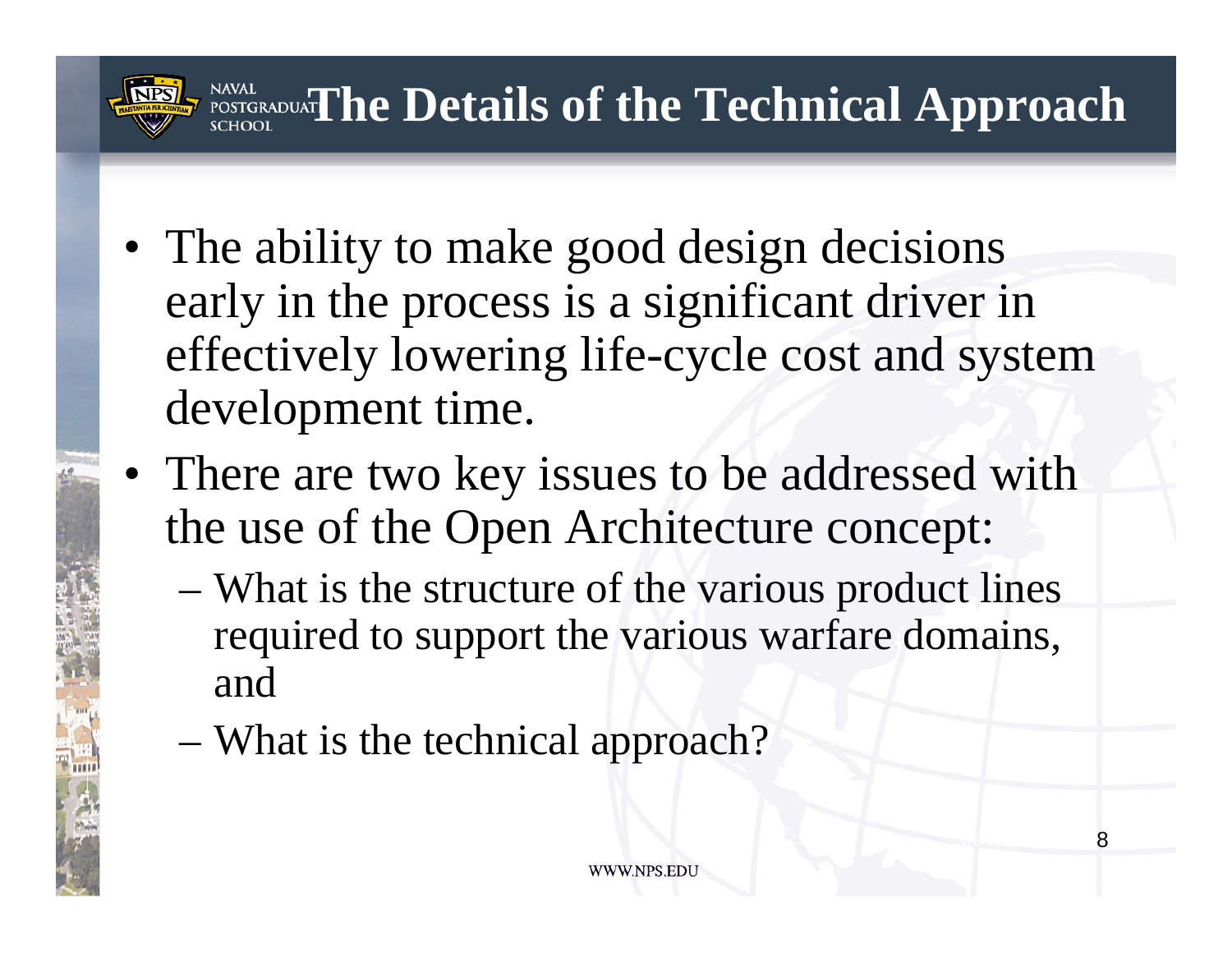# The Details of the Technical Approach

- The ability to make good design decisions early in the process is a significant driver in effectively lowering life-cycle cost and system development time.
- There are two key issues to be addressed with the use of the Open Architecture concept:
  - What is the structure of the various product lines required to support the various warfare domains, and
  - What is the technical approach?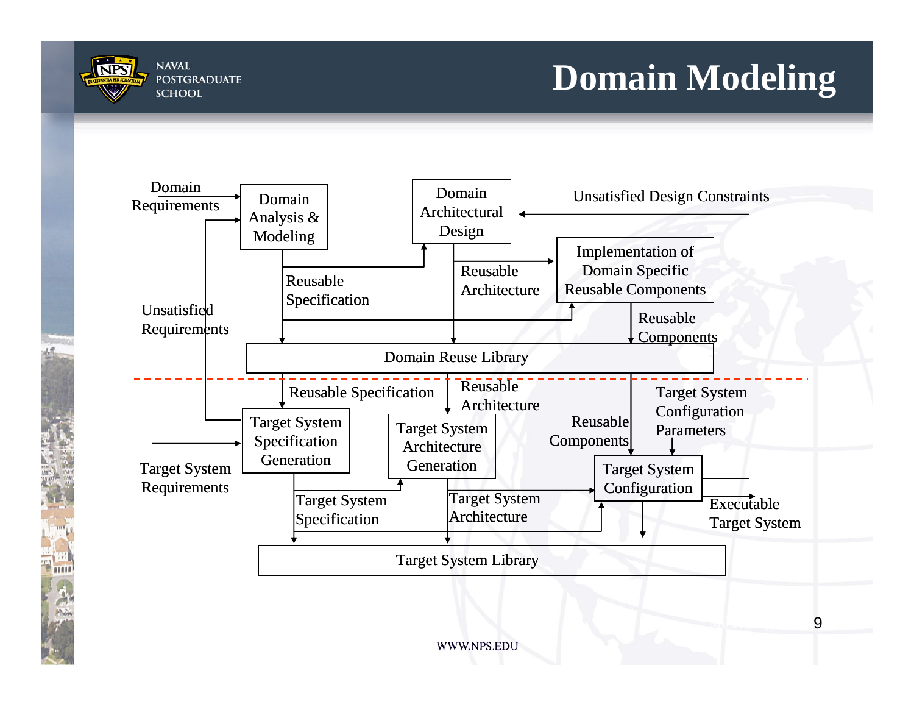# Domain Modeling

Domain Requirements

Domain Analysis & Modeling

Domain Architectural Design

Unsatisfied Design Constraints

Implementation of Domain Specific Reusable Components

Reusable Specification

Reusable Architecture

Reusable Components

Unsatisfied Requirements

Domain Reuse Library

Reusable Specification

Reusable Architecture

Target System Configuration Parameters

Target System Specification Generation

Target System Architecture Generation

Reusable Components

Target System Configuration

Target System Requirements

Target System Specification

Target System Architecture

Executable Target System

Target System Library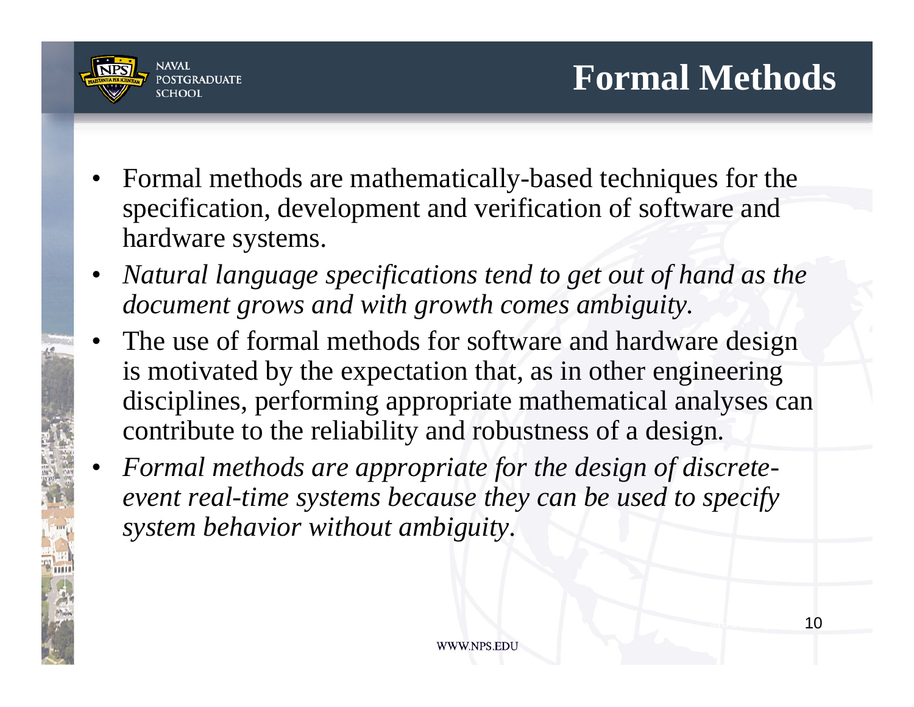# Formal Methods

- Formal methods are mathematically-based techniques for the specification, development and verification of software and hardware systems.
- *Natural language specifications tend to get out of hand as the document grows and with growth comes ambiguity.*
- The use of formal methods for software and hardware design is motivated by the expectation that, as in other engineering disciplines, performing appropriate mathematical analyses can contribute to the reliability and robustness of a design.
- *Formal methods are appropriate for the design of discrete-event real-time systems because they can be used to specify system behavior without ambiguity.*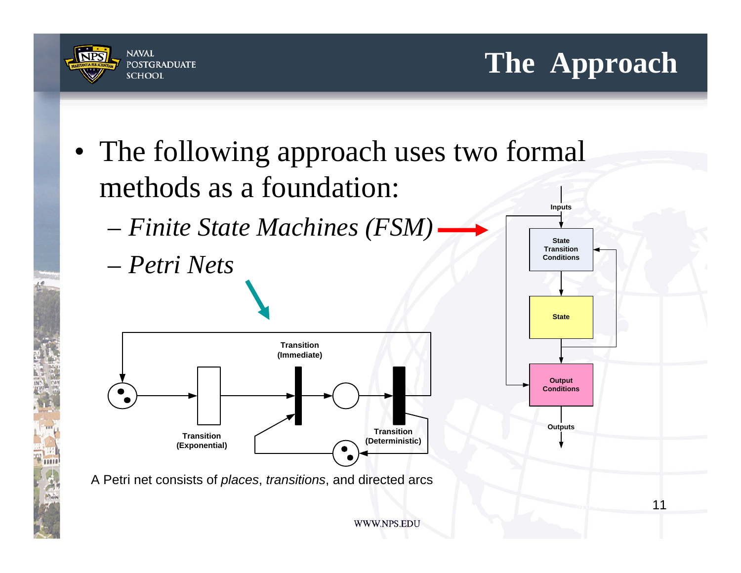# The Approach

- The following approach uses two formal methods as a foundation:
  - *Finite State Machines (FSM)*
  - *Petri Nets*

Inputs

State Transition Conditions

State

Output Conditions

Outputs

Transition (Immediate)

Transition (Exponential)

Transition (Deterministic)

A Petri net consists of *places*, *transitions*, and directed arcs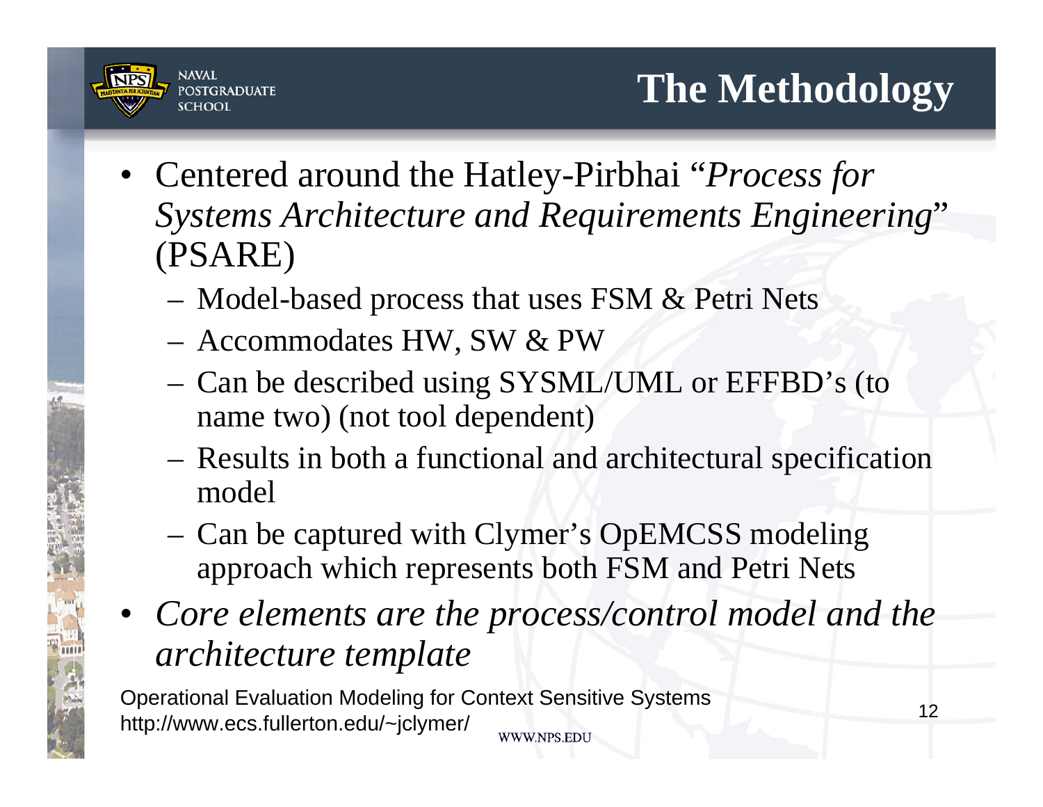# The Methodology

- Centered around the Hatley-Pirbhai "*Process for Systems Architecture and Requirements Engineering*" (PSARE)
  - Model-based process that uses FSM & Petri Nets
  - Accommodates HW, SW & PW
  - Can be described using SYSML/UML or EFFBD's (to name two) (not tool dependent)
  - Results in both a functional and architectural specification model
  - Can be captured with Clymer's OpEMCSS modeling approach which represents both FSM and Petri Nets
- *Core elements are the process/control model and the architecture template*

Operational Evaluation Modeling for Context Sensitive Systems
http://www.ecs.fullerton.edu/~jclymer/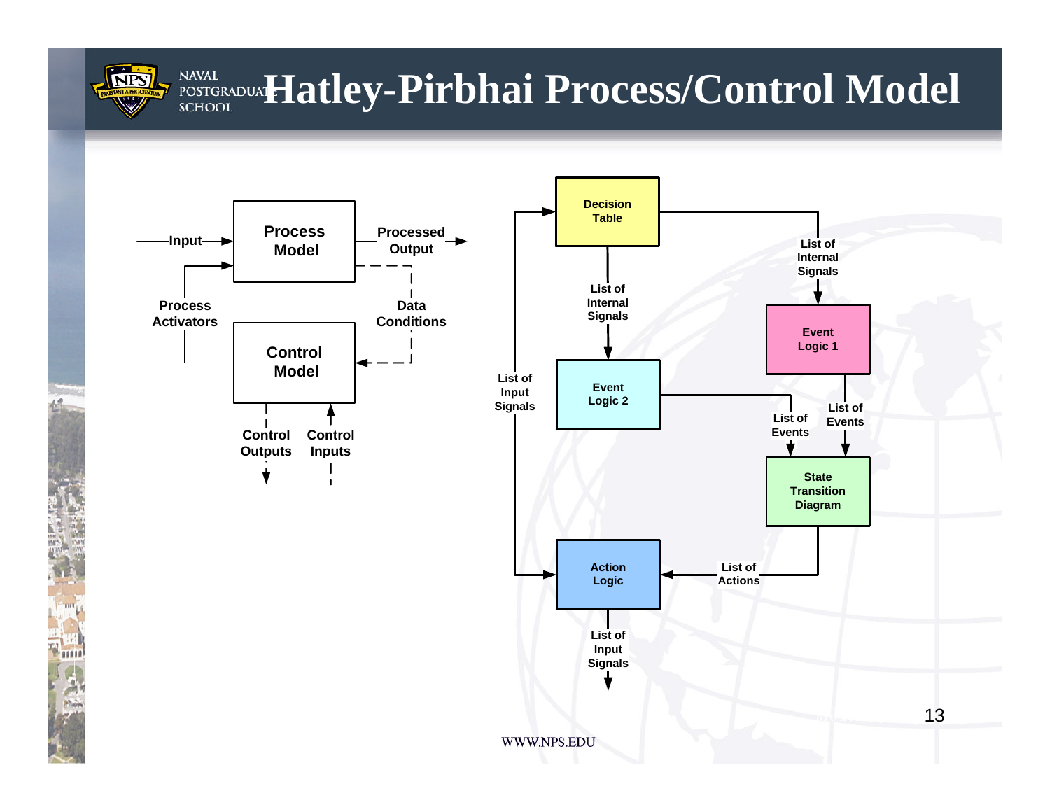# Hatley-Pirbhai Process/Control Model

Input → **Process Model** → Processed Output

Process Activators

Data Conditions

**Control Model**

Control Outputs

Control Inputs

Decision Table

List of Internal Signals

Event Logic 1

List of Internal Signals

Event Logic 2

List of Input Signals

List of Events

List of Events

State Transition Diagram

Action Logic

List of Actions

List of Input Signals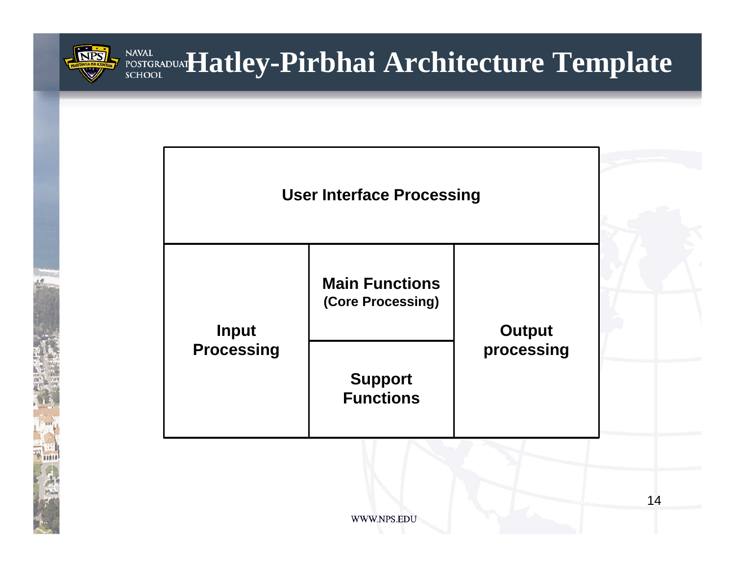# Hatley-Pirbhai Architecture Template

| User Interface Processing | | |
|---|---|---|
| Input Processing | Main Functions (Core Processing) | Output processing |
| | Support Functions | |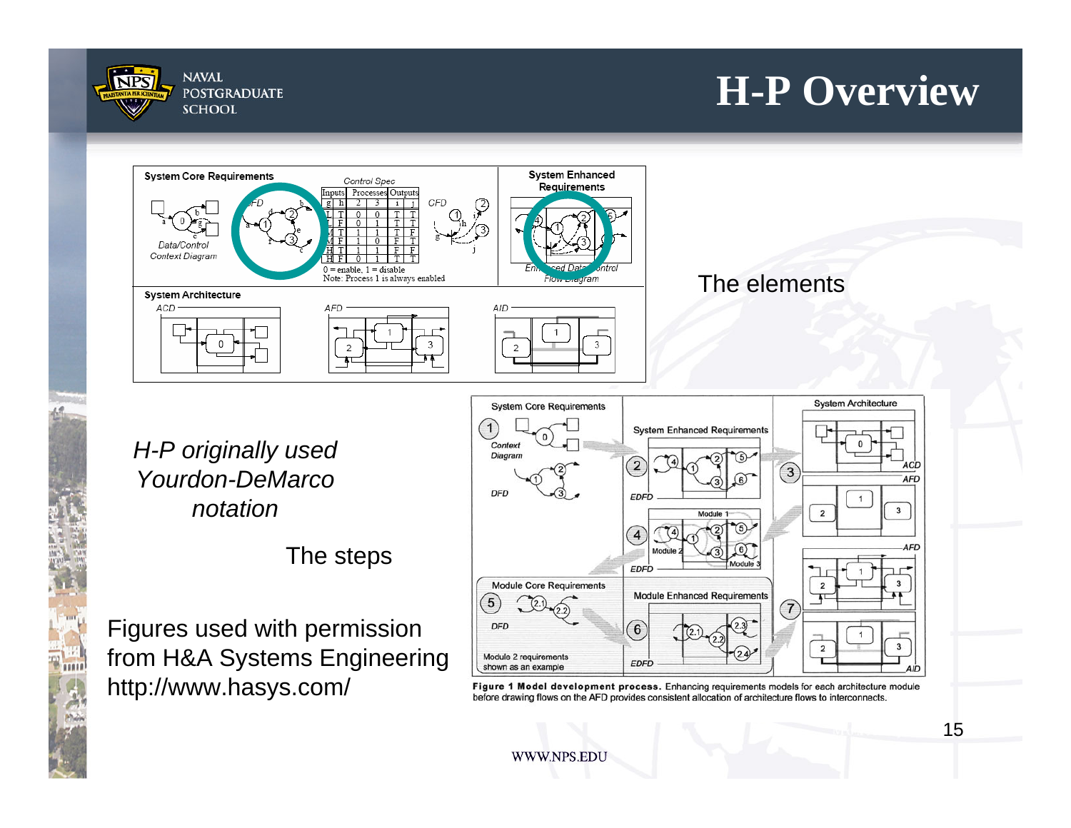# H-P Overview

The elements

*H-P originally used Yourdon-DeMarco notation*

The steps

Figures used with permission from H&A Systems Engineering http://www.hasys.com/

**Figure 1 Model development process.** Enhancing requirements models for each architecture module before drawing flows on the AFD provides consistent allocation of architecture flows to interconnects.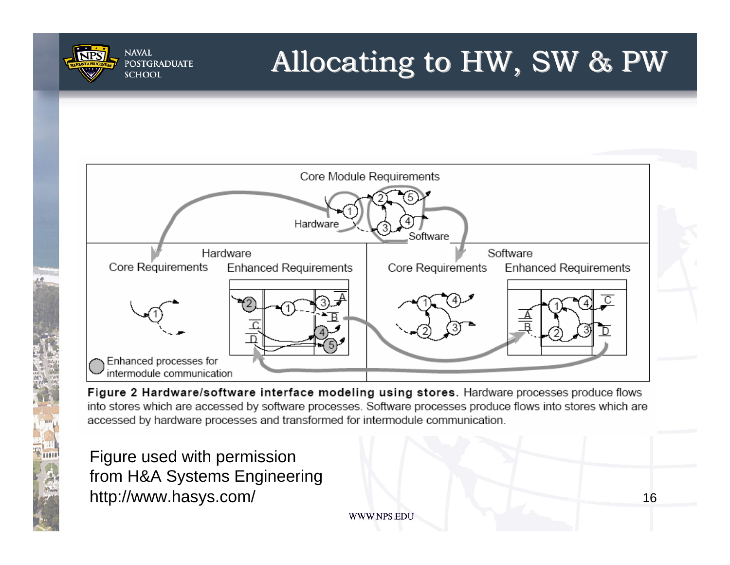# Allocating to HW, SW & PW

**Figure 2 Hardware/software interface modeling using stores.** Hardware processes produce flows into stores which are accessed by software processes. Software processes produce flows into stores which are accessed by hardware processes and transformed for intermodule communication.

Figure used with permission from H&A Systems Engineering http://www.hasys.com/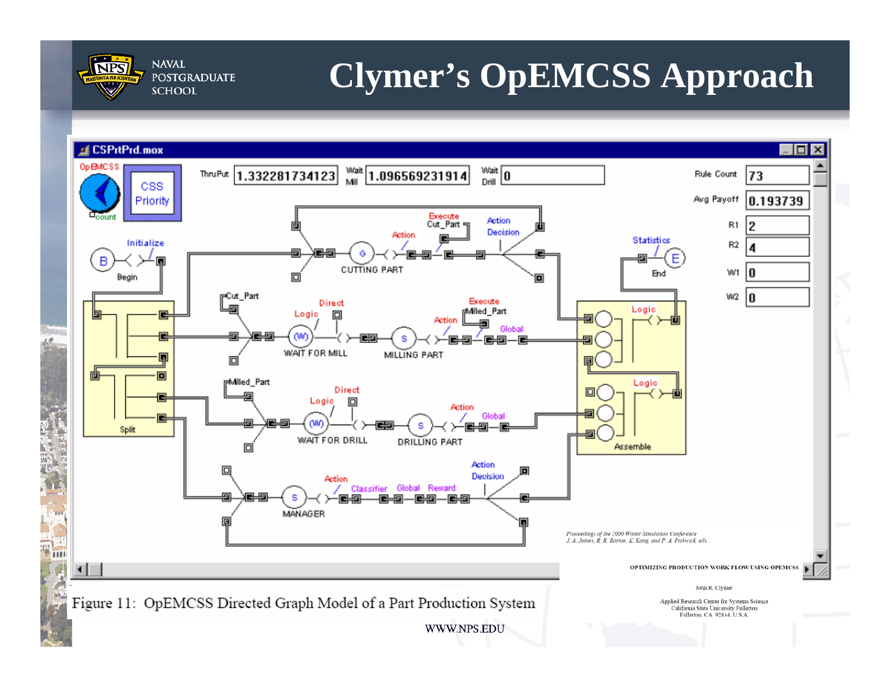# Clymer's OpEMCSS Approach

Figure 11: OpEMCSS Directed Graph Model of a Part Production System

*Proceedings of the 2000 Winter Simulation Conference*
*J. A. Joines, R. R. Barton, K. Kang, and P. A. Fishwick, eds.*

OPTIMIZING PRODUCTION WORK FLOW USING OPEMCSS

John R. Clymer

Applied Research Center for Systems Science
California State University Fullerton
Fullerton, CA 92834, U.S.A.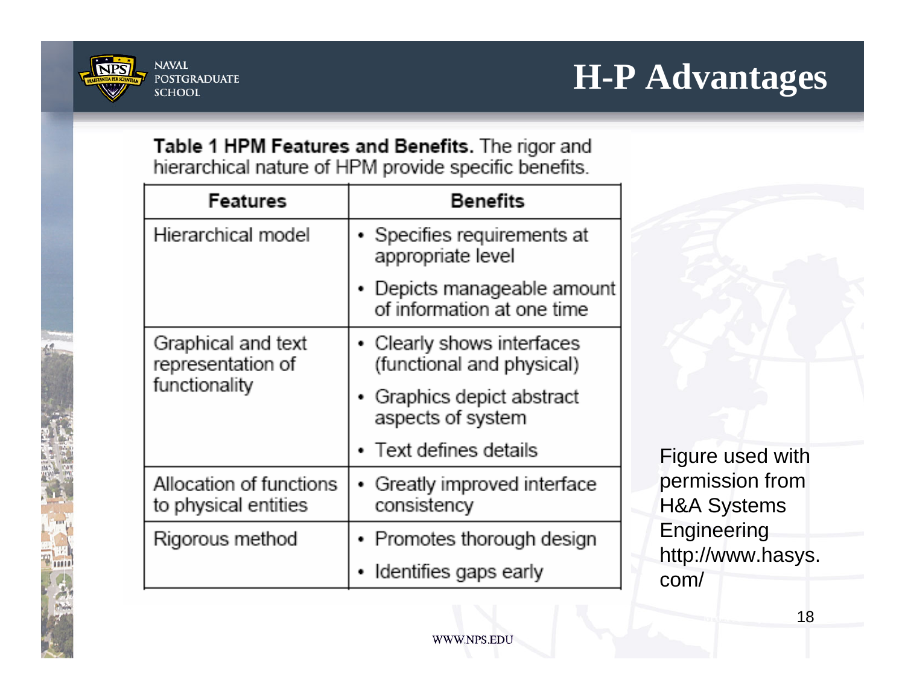# H-P Advantages

**Table 1 HPM Features and Benefits.** The rigor and hierarchical nature of HPM provide specific benefits.

| Features | Benefits |
|---|---|
| Hierarchical model | • Specifies requirements at appropriate level<br>• Depicts manageable amount of information at one time |
| Graphical and text representation of functionality | • Clearly shows interfaces (functional and physical)<br>• Graphics depict abstract aspects of system<br>• Text defines details |
| Allocation of functions to physical entities | • Greatly improved interface consistency |
| Rigorous method | • Promotes thorough design<br>• Identifies gaps early |

Figure used with permission from H&A Systems Engineering http://www.hasys.com/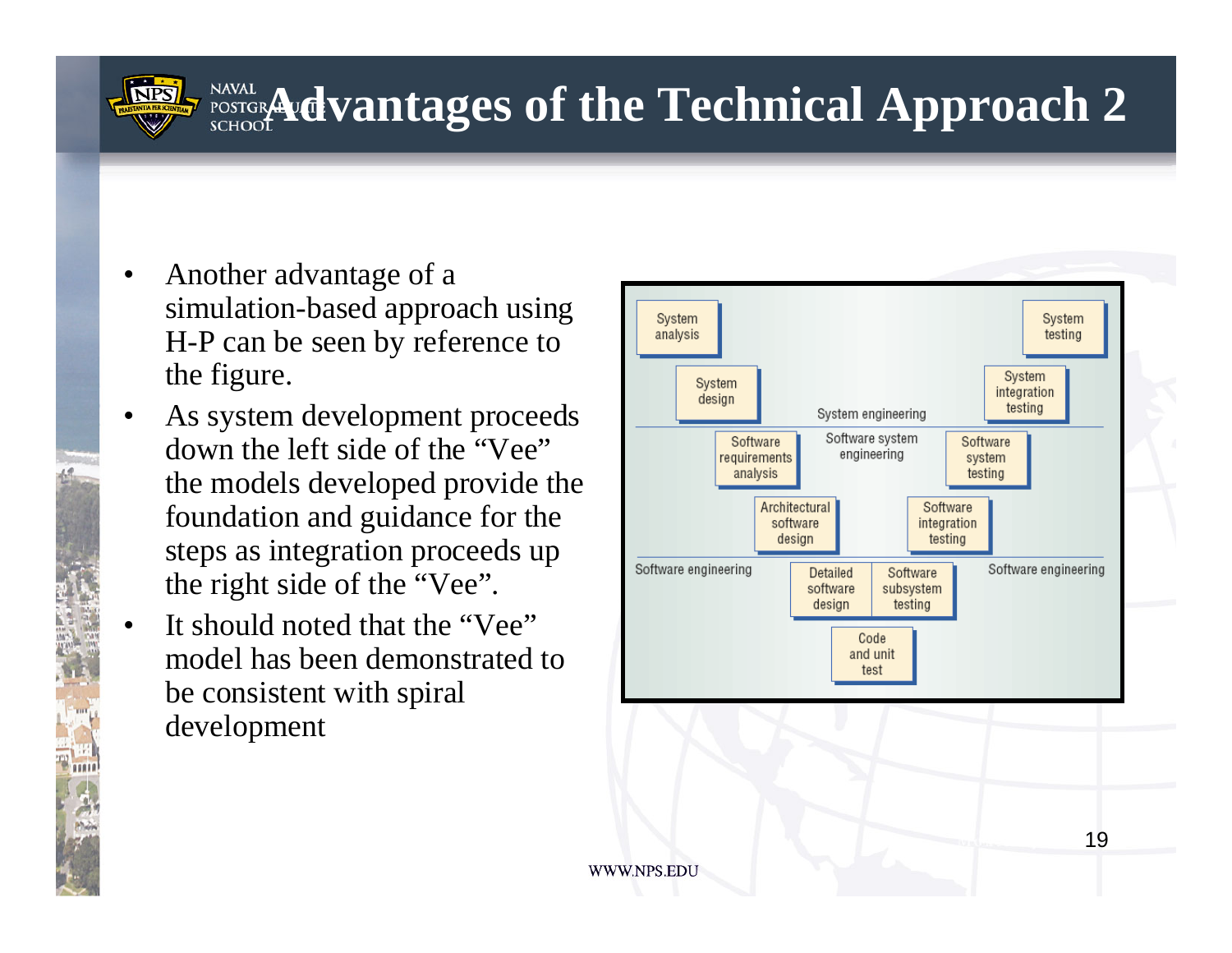# Advantages of the Technical Approach 2

- Another advantage of a simulation-based approach using H-P can be seen by reference to the figure.
- As system development proceeds down the left side of the "Vee" the models developed provide the foundation and guidance for the steps as integration proceeds up the right side of the "Vee".
- It should noted that the "Vee" model has been demonstrated to be consistent with spiral development

System analysis
System design
Software requirements analysis
Architectural software design
Detailed software design
Code and unit test
Software subsystem testing
Software integration testing
Software system testing
System integration testing
System testing

System engineering
Software system engineering
Software engineering
Software engineering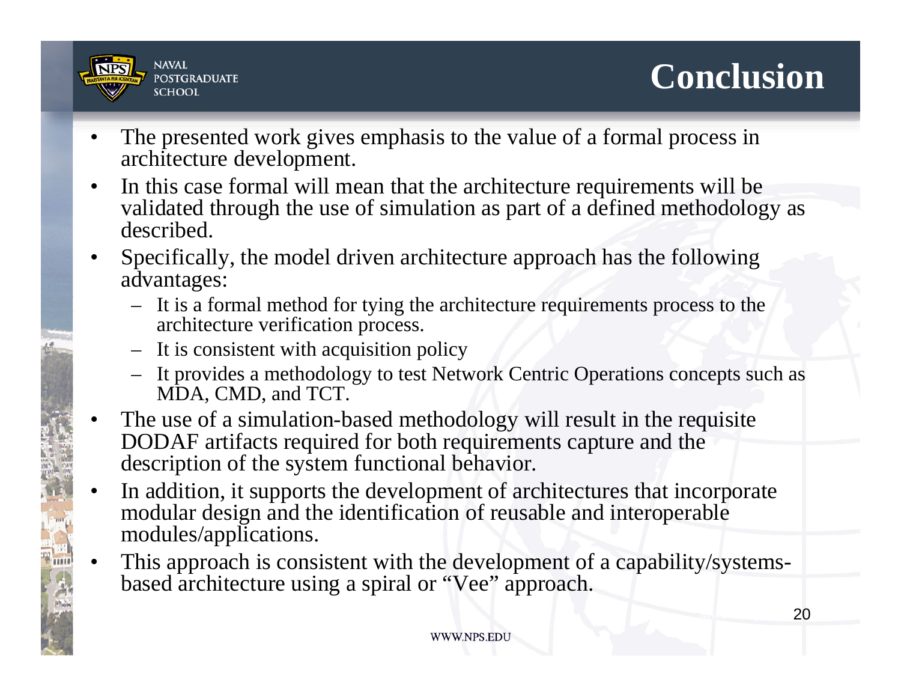# Conclusion

- The presented work gives emphasis to the value of a formal process in architecture development.
- In this case formal will mean that the architecture requirements will be validated through the use of simulation as part of a defined methodology as described.
- Specifically, the model driven architecture approach has the following advantages:
  - It is a formal method for tying the architecture requirements process to the architecture verification process.
  - It is consistent with acquisition policy
  - It provides a methodology to test Network Centric Operations concepts such as MDA, CMD, and TCT.
- The use of a simulation-based methodology will result in the requisite DODAF artifacts required for both requirements capture and the description of the system functional behavior.
- In addition, it supports the development of architectures that incorporate modular design and the identification of reusable and interoperable modules/applications.
- This approach is consistent with the development of a capability/systems-based architecture using a spiral or “Vee” approach.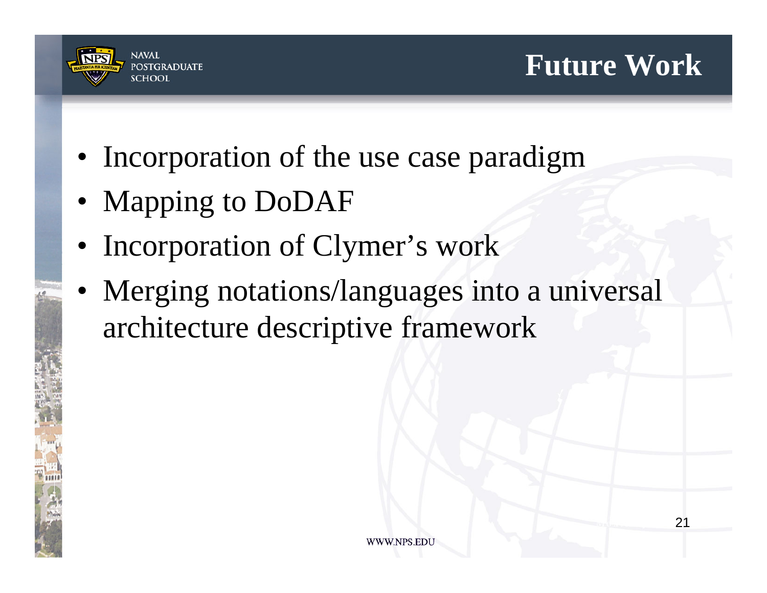# Future Work

- Incorporation of the use case paradigm
- Mapping to DoDAF
- Incorporation of Clymer's work
- Merging notations/languages into a universal architecture descriptive framework